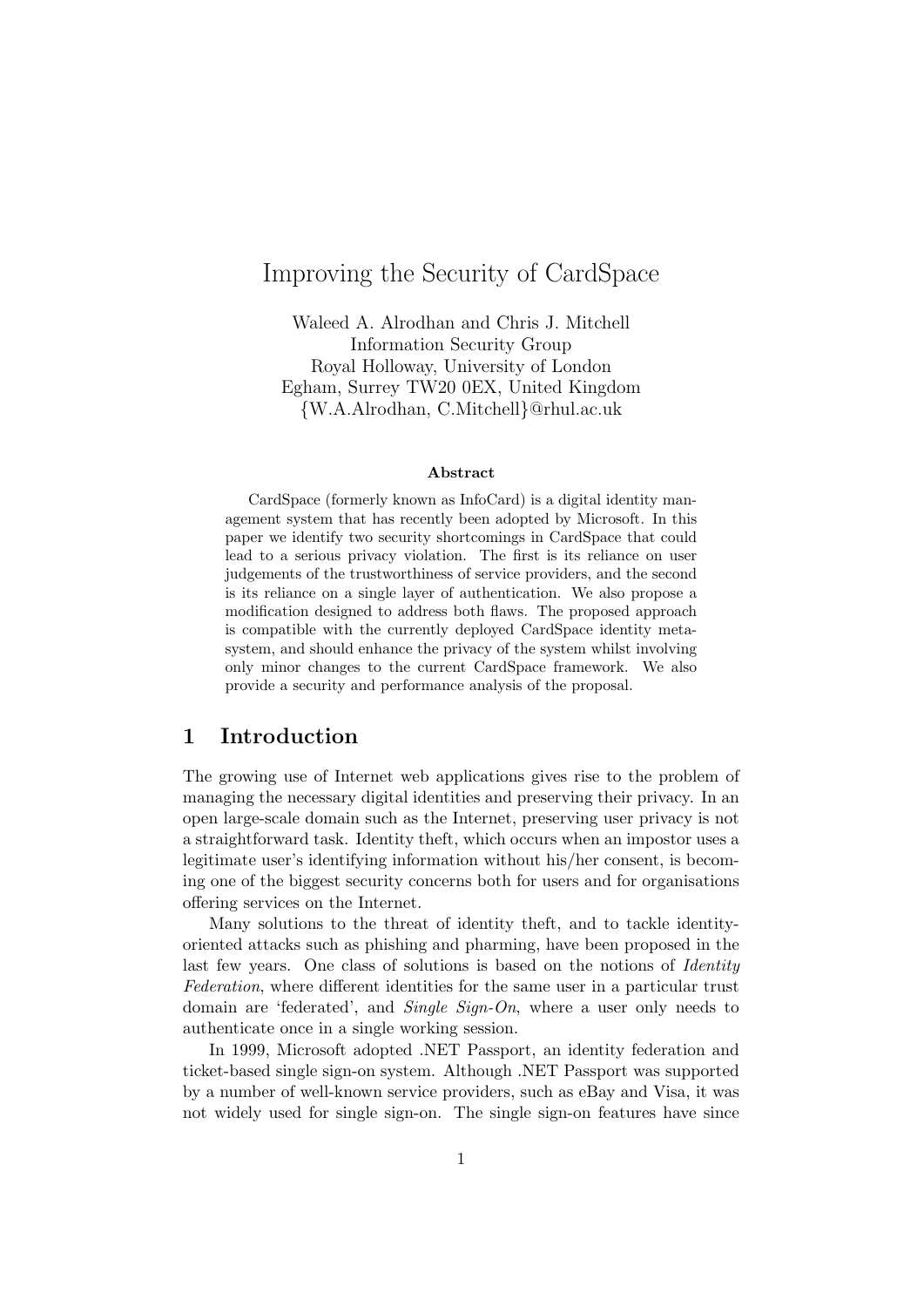# Improving the Security of CardSpace

Waleed A. Alrodhan and Chris J. Mitchell
Information Security Group
Royal Holloway, University of London
Egham, Surrey TW20 0EX, United Kingdom
{W.A.Alrodhan, C.Mitchell}@rhul.ac.uk

**Abstract**

CardSpace (formerly known as InfoCard) is a digital identity management system that has recently been adopted by Microsoft. In this paper we identify two security shortcomings in CardSpace that could lead to a serious privacy violation. The first is its reliance on user judgements of the trustworthiness of service providers, and the second is its reliance on a single layer of authentication. We also propose a modification designed to address both flaws. The proposed approach is compatible with the currently deployed CardSpace identity meta-system, and should enhance the privacy of the system whilst involving only minor changes to the current CardSpace framework. We also provide a security and performance analysis of the proposal.

## 1 Introduction

The growing use of Internet web applications gives rise to the problem of managing the necessary digital identities and preserving their privacy. In an open large-scale domain such as the Internet, preserving user privacy is not a straightforward task. Identity theft, which occurs when an impostor uses a legitimate user's identifying information without his/her consent, is becoming one of the biggest security concerns both for users and for organisations offering services on the Internet.

Many solutions to the threat of identity theft, and to tackle identity-oriented attacks such as phishing and pharming, have been proposed in the last few years. One class of solutions is based on the notions of *Identity Federation*, where different identities for the same user in a particular trust domain are 'federated', and *Single Sign-On*, where a user only needs to authenticate once in a single working session.

In 1999, Microsoft adopted .NET Passport, an identity federation and ticket-based single sign-on system. Although .NET Passport was supported by a number of well-known service providers, such as eBay and Visa, it was not widely used for single sign-on. The single sign-on features have since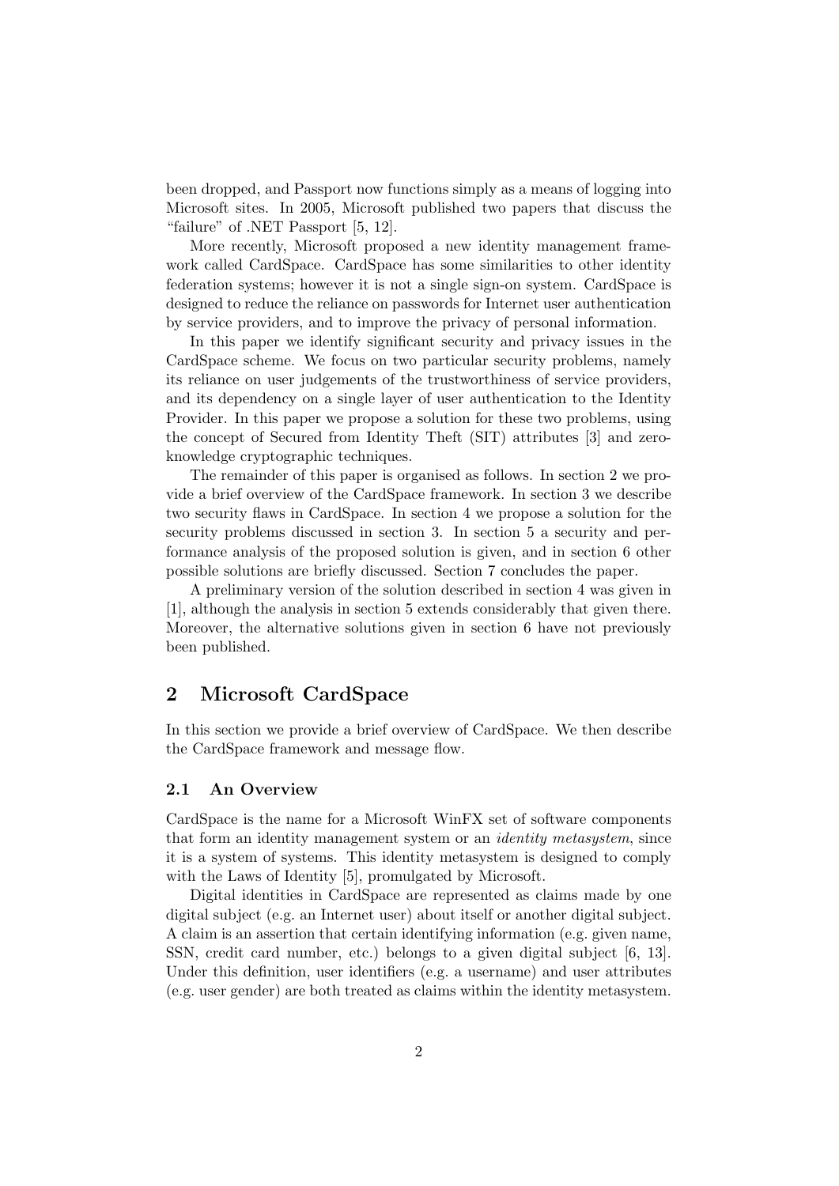been dropped, and Passport now functions simply as a means of logging into Microsoft sites. In 2005, Microsoft published two papers that discuss the "failure" of .NET Passport [5, 12].

More recently, Microsoft proposed a new identity management framework called CardSpace. CardSpace has some similarities to other identity federation systems; however it is not a single sign-on system. CardSpace is designed to reduce the reliance on passwords for Internet user authentication by service providers, and to improve the privacy of personal information.

In this paper we identify significant security and privacy issues in the CardSpace scheme. We focus on two particular security problems, namely its reliance on user judgements of the trustworthiness of service providers, and its dependency on a single layer of user authentication to the Identity Provider. In this paper we propose a solution for these two problems, using the concept of Secured from Identity Theft (SIT) attributes [3] and zero-knowledge cryptographic techniques.

The remainder of this paper is organised as follows. In section 2 we provide a brief overview of the CardSpace framework. In section 3 we describe two security flaws in CardSpace. In section 4 we propose a solution for the security problems discussed in section 3. In section 5 a security and performance analysis of the proposed solution is given, and in section 6 other possible solutions are briefly discussed. Section 7 concludes the paper.

A preliminary version of the solution described in section 4 was given in [1], although the analysis in section 5 extends considerably that given there. Moreover, the alternative solutions given in section 6 have not previously been published.

## 2 Microsoft CardSpace

In this section we provide a brief overview of CardSpace. We then describe the CardSpace framework and message flow.

### 2.1 An Overview

CardSpace is the name for a Microsoft WinFX set of software components that form an identity management system or an *identity metasystem*, since it is a system of systems. This identity metasystem is designed to comply with the Laws of Identity [5], promulgated by Microsoft.

Digital identities in CardSpace are represented as claims made by one digital subject (e.g. an Internet user) about itself or another digital subject. A claim is an assertion that certain identifying information (e.g. given name, SSN, credit card number, etc.) belongs to a given digital subject [6, 13]. Under this definition, user identifiers (e.g. a username) and user attributes (e.g. user gender) are both treated as claims within the identity metasystem.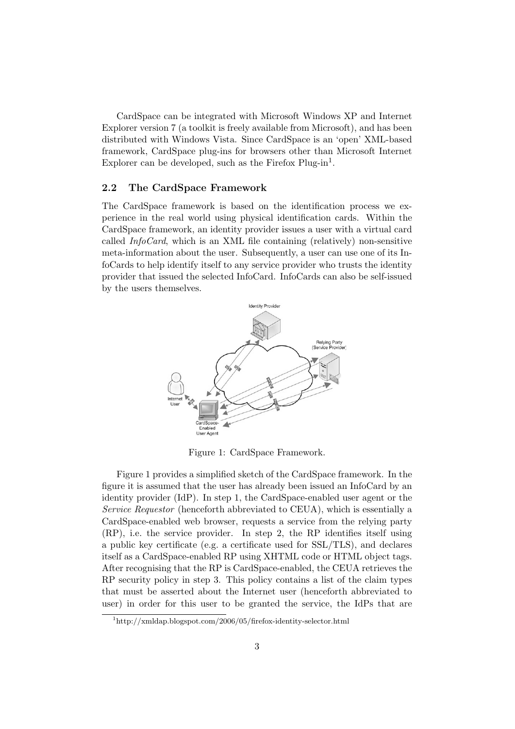CardSpace can be integrated with Microsoft Windows XP and Internet Explorer version 7 (a toolkit is freely available from Microsoft), and has been distributed with Windows Vista. Since CardSpace is an 'open' XML-based framework, CardSpace plug-ins for browsers other than Microsoft Internet Explorer can be developed, such as the Firefox Plug-in[1].

### 2.2 The CardSpace Framework

The CardSpace framework is based on the identification process we experience in the real world using physical identification cards. Within the CardSpace framework, an identity provider issues a user with a virtual card called *InfoCard*, which is an XML file containing (relatively) non-sensitive meta-information about the user. Subsequently, a user can use one of its InfoCards to help identify itself to any service provider who trusts the identity provider that issued the selected InfoCard. InfoCards can also be self-issued by the users themselves.

Figure 1: CardSpace Framework.

Figure 1 provides a simplified sketch of the CardSpace framework. In the figure it is assumed that the user has already been issued an InfoCard by an identity provider (IdP). In step 1, the CardSpace-enabled user agent or the *Service Requestor* (henceforth abbreviated to CEUA), which is essentially a CardSpace-enabled web browser, requests a service from the relying party (RP), i.e. the service provider. In step 2, the RP identifies itself using a public key certificate (e.g. a certificate used for SSL/TLS), and declares itself as a CardSpace-enabled RP using XHTML code or HTML object tags. After recognising that the RP is CardSpace-enabled, the CEUA retrieves the RP security policy in step 3. This policy contains a list of the claim types that must be asserted about the Internet user (henceforth abbreviated to user) in order for this user to be granted the service, the IdPs that are

[1] http://xmldap.blogspot.com/2006/05/firefox-identity-selector.html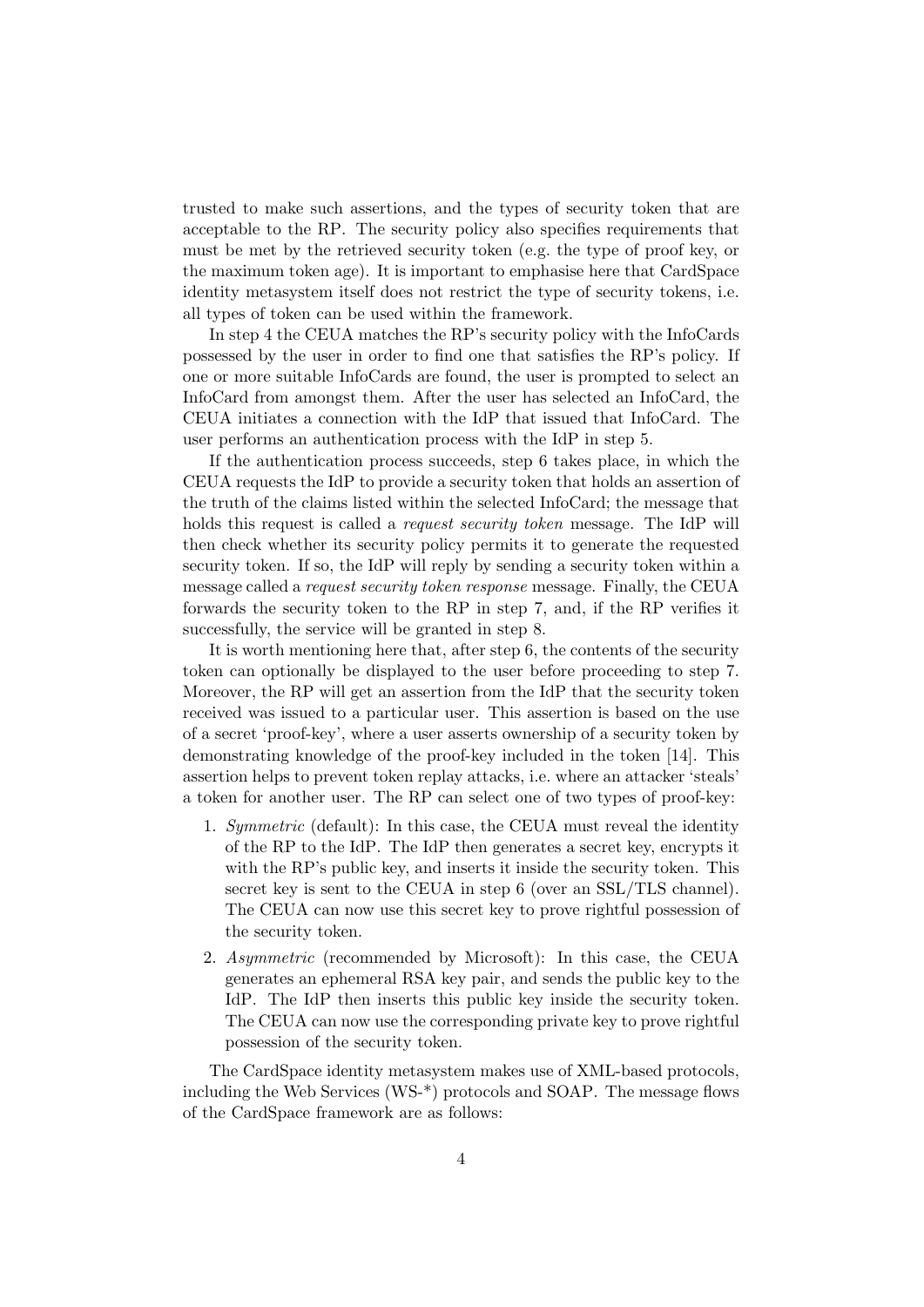trusted to make such assertions, and the types of security token that are acceptable to the RP. The security policy also specifies requirements that must be met by the retrieved security token (e.g. the type of proof key, or the maximum token age). It is important to emphasise here that CardSpace identity metasystem itself does not restrict the type of security tokens, i.e. all types of token can be used within the framework.

In step 4 the CEUA matches the RP's security policy with the InfoCards possessed by the user in order to find one that satisfies the RP's policy. If one or more suitable InfoCards are found, the user is prompted to select an InfoCard from amongst them. After the user has selected an InfoCard, the CEUA initiates a connection with the IdP that issued that InfoCard. The user performs an authentication process with the IdP in step 5.

If the authentication process succeeds, step 6 takes place, in which the CEUA requests the IdP to provide a security token that holds an assertion of the truth of the claims listed within the selected InfoCard; the message that holds this request is called a *request security token* message. The IdP will then check whether its security policy permits it to generate the requested security token. If so, the IdP will reply by sending a security token within a message called a *request security token response* message. Finally, the CEUA forwards the security token to the RP in step 7, and, if the RP verifies it successfully, the service will be granted in step 8.

It is worth mentioning here that, after step 6, the contents of the security token can optionally be displayed to the user before proceeding to step 7. Moreover, the RP will get an assertion from the IdP that the security token received was issued to a particular user. This assertion is based on the use of a secret 'proof-key', where a user asserts ownership of a security token by demonstrating knowledge of the proof-key included in the token [14]. This assertion helps to prevent token replay attacks, i.e. where an attacker 'steals' a token for another user. The RP can select one of two types of proof-key:

1. *Symmetric* (default): In this case, the CEUA must reveal the identity of the RP to the IdP. The IdP then generates a secret key, encrypts it with the RP's public key, and inserts it inside the security token. This secret key is sent to the CEUA in step 6 (over an SSL/TLS channel). The CEUA can now use this secret key to prove rightful possession of the security token.

2. *Asymmetric* (recommended by Microsoft): In this case, the CEUA generates an ephemeral RSA key pair, and sends the public key to the IdP. The IdP then inserts this public key inside the security token. The CEUA can now use the corresponding private key to prove rightful possession of the security token.

The CardSpace identity metasystem makes use of XML-based protocols, including the Web Services (WS-*) protocols and SOAP. The message flows of the CardSpace framework are as follows: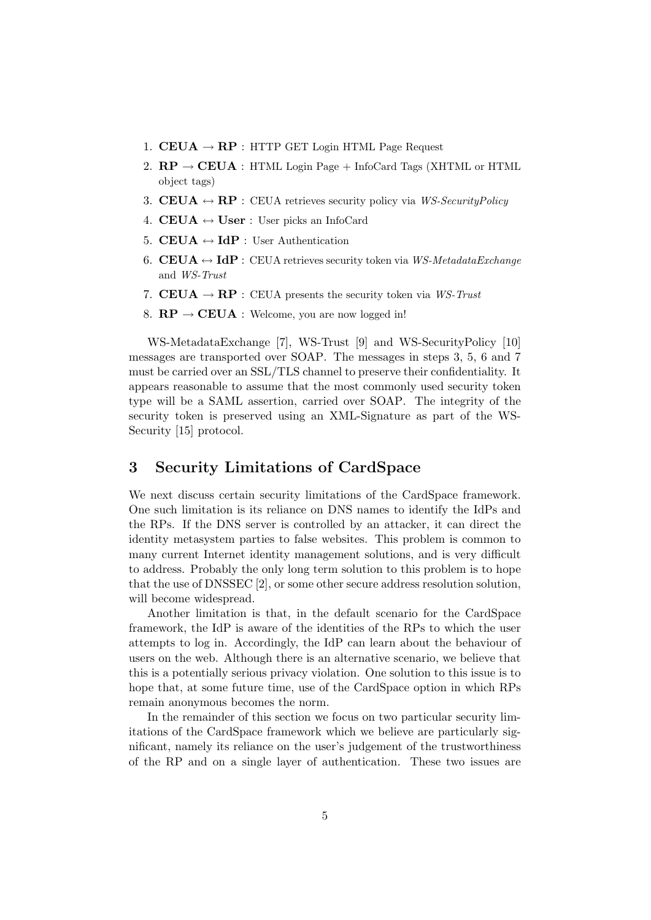1. **CEUA** $\rightarrow$ **RP** : HTTP GET Login HTML Page Request
2. **RP** $\rightarrow$ **CEUA** : HTML Login Page + InfoCard Tags (XHTML or HTML object tags)
3. **CEUA** $\leftrightarrow$ **RP** : CEUA retrieves security policy via *WS-SecurityPolicy*
4. **CEUA** $\leftrightarrow$ **User** : User picks an InfoCard
5. **CEUA** $\leftrightarrow$ **IdP** : User Authentication
6. **CEUA** $\leftrightarrow$ **IdP** : CEUA retrieves security token via *WS-MetadataExchange* and *WS-Trust*
7. **CEUA** $\rightarrow$ **RP** : CEUA presents the security token via *WS-Trust*
8. **RP** $\rightarrow$ **CEUA** : Welcome, you are now logged in!

WS-MetadataExchange [7], WS-Trust [9] and WS-SecurityPolicy [10] messages are transported over SOAP. The messages in steps 3, 5, 6 and 7 must be carried over an SSL/TLS channel to preserve their confidentiality. It appears reasonable to assume that the most commonly used security token type will be a SAML assertion, carried over SOAP. The integrity of the security token is preserved using an XML-Signature as part of the WS-Security [15] protocol.

## 3 Security Limitations of CardSpace

We next discuss certain security limitations of the CardSpace framework. One such limitation is its reliance on DNS names to identify the IdPs and the RPs. If the DNS server is controlled by an attacker, it can direct the identity metasystem parties to false websites. This problem is common to many current Internet identity management solutions, and is very difficult to address. Probably the only long term solution to this problem is to hope that the use of DNSSEC [2], or some other secure address resolution solution, will become widespread.

Another limitation is that, in the default scenario for the CardSpace framework, the IdP is aware of the identities of the RPs to which the user attempts to log in. Accordingly, the IdP can learn about the behaviour of users on the web. Although there is an alternative scenario, we believe that this is a potentially serious privacy violation. One solution to this issue is to hope that, at some future time, use of the CardSpace option in which RPs remain anonymous becomes the norm.

In the remainder of this section we focus on two particular security limitations of the CardSpace framework which we believe are particularly significant, namely its reliance on the user's judgement of the trustworthiness of the RP and on a single layer of authentication. These two issues are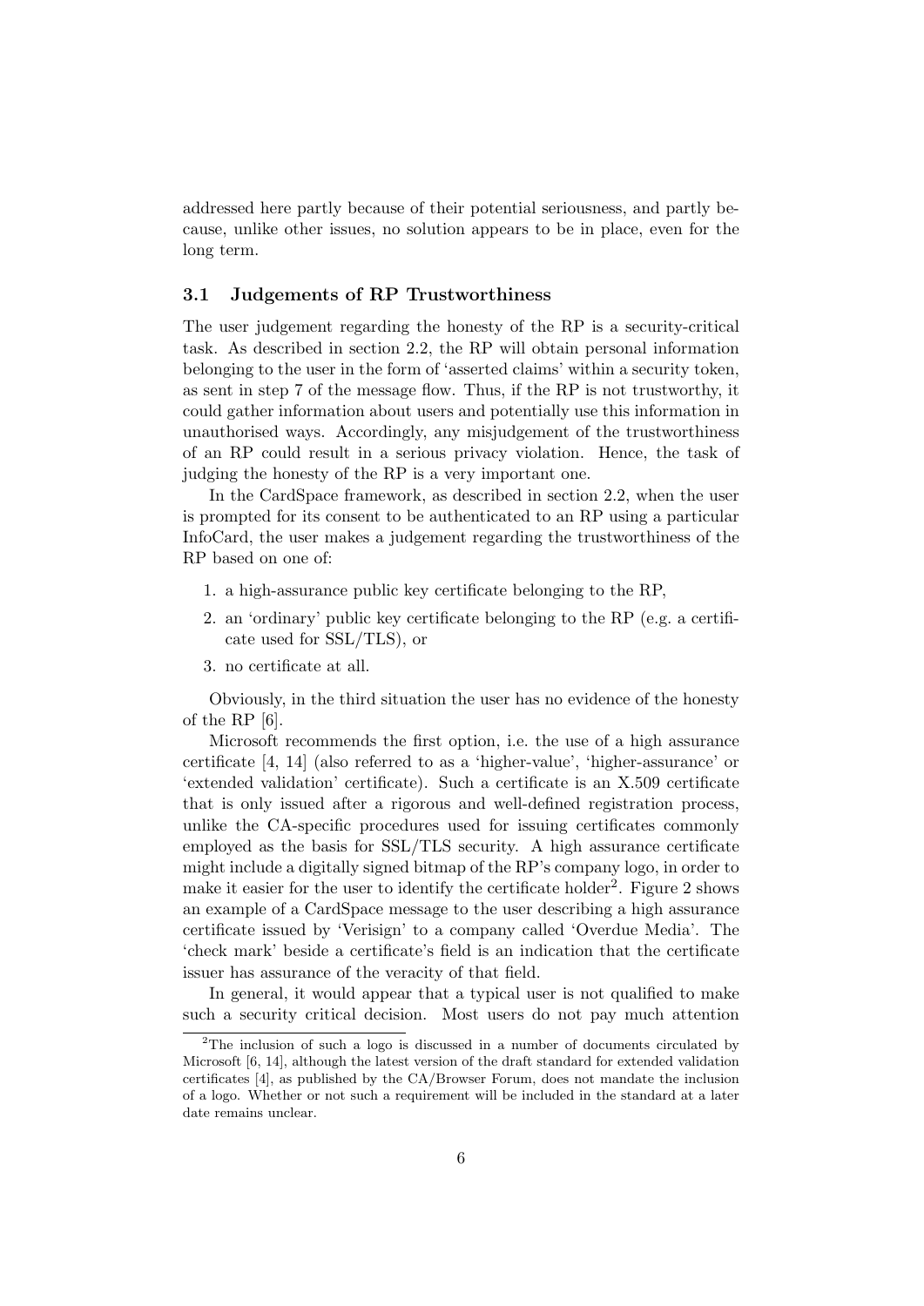addressed here partly because of their potential seriousness, and partly because, unlike other issues, no solution appears to be in place, even for the long term.

### 3.1 Judgements of RP Trustworthiness

The user judgement regarding the honesty of the RP is a security-critical task. As described in section 2.2, the RP will obtain personal information belonging to the user in the form of 'asserted claims' within a security token, as sent in step 7 of the message flow. Thus, if the RP is not trustworthy, it could gather information about users and potentially use this information in unauthorised ways. Accordingly, any misjudgement of the trustworthiness of an RP could result in a serious privacy violation. Hence, the task of judging the honesty of the RP is a very important one.

In the CardSpace framework, as described in section 2.2, when the user is prompted for its consent to be authenticated to an RP using a particular InfoCard, the user makes a judgement regarding the trustworthiness of the RP based on one of:

1. a high-assurance public key certificate belonging to the RP,
2. an 'ordinary' public key certificate belonging to the RP (e.g. a certificate used for SSL/TLS), or
3. no certificate at all.

Obviously, in the third situation the user has no evidence of the honesty of the RP [6].

Microsoft recommends the first option, i.e. the use of a high assurance certificate [4, 14] (also referred to as a 'higher-value', 'higher-assurance' or 'extended validation' certificate). Such a certificate is an X.509 certificate that is only issued after a rigorous and well-defined registration process, unlike the CA-specific procedures used for issuing certificates commonly employed as the basis for SSL/TLS security. A high assurance certificate might include a digitally signed bitmap of the RP's company logo, in order to make it easier for the user to identify the certificate holder[2]. Figure 2 shows an example of a CardSpace message to the user describing a high assurance certificate issued by 'Verisign' to a company called 'Overdue Media'. The 'check mark' beside a certificate's field is an indication that the certificate issuer has assurance of the veracity of that field.

In general, it would appear that a typical user is not qualified to make such a security critical decision. Most users do not pay much attention

[2] The inclusion of such a logo is discussed in a number of documents circulated by Microsoft [6, 14], although the latest version of the draft standard for extended validation certificates [4], as published by the CA/Browser Forum, does not mandate the inclusion of a logo. Whether or not such a requirement will be included in the standard at a later date remains unclear.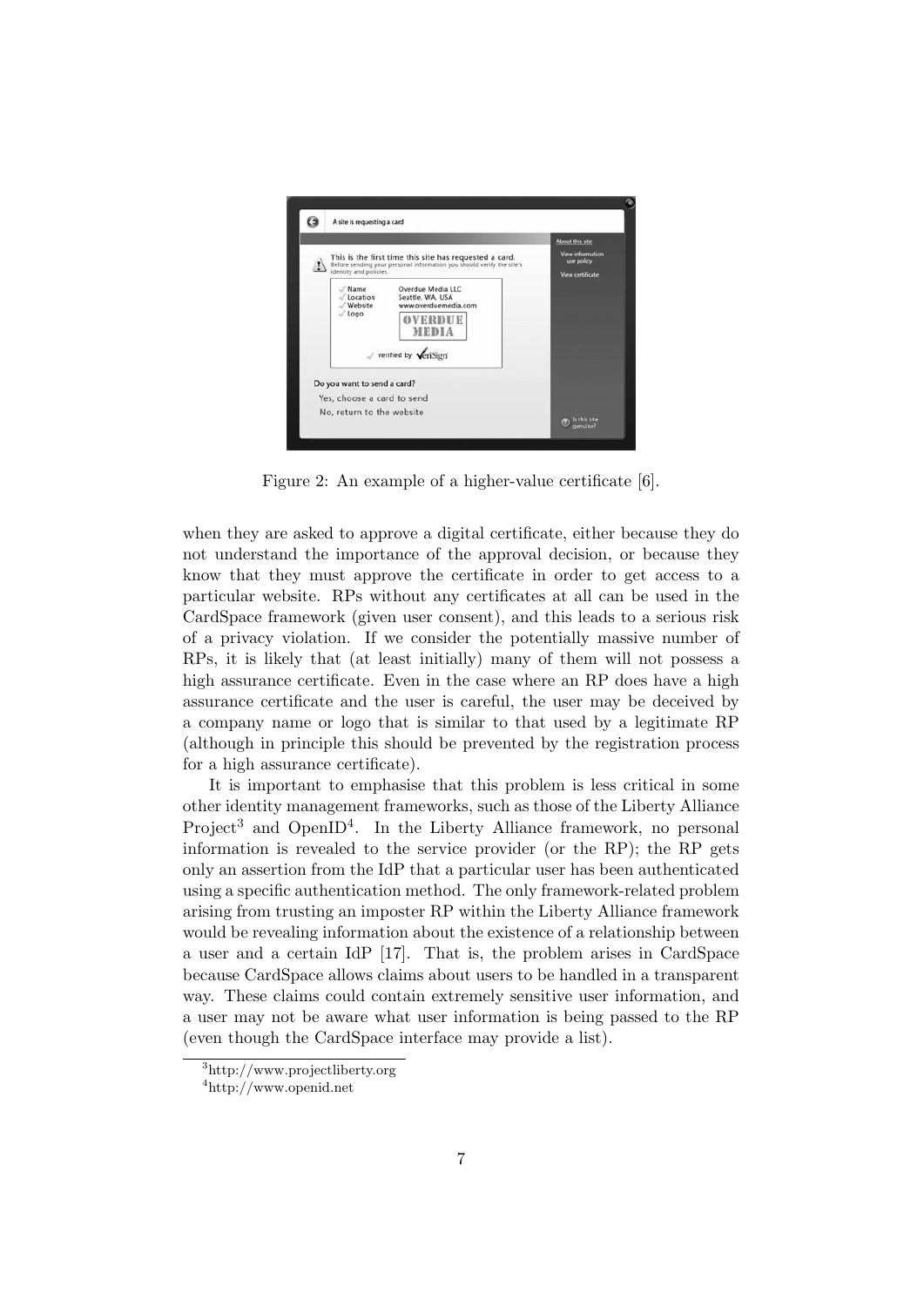Figure 2: An example of a higher-value certificate [6].

when they are asked to approve a digital certificate, either because they do not understand the importance of the approval decision, or because they know that they must approve the certificate in order to get access to a particular website. RPs without any certificates at all can be used in the CardSpace framework (given user consent), and this leads to a serious risk of a privacy violation. If we consider the potentially massive number of RPs, it is likely that (at least initially) many of them will not possess a high assurance certificate. Even in the case where an RP does have a high assurance certificate and the user is careful, the user may be deceived by a company name or logo that is similar to that used by a legitimate RP (although in principle this should be prevented by the registration process for a high assurance certificate).

It is important to emphasise that this problem is less critical in some other identity management frameworks, such as those of the Liberty Alliance Project[3] and OpenID[4]. In the Liberty Alliance framework, no personal information is revealed to the service provider (or the RP); the RP gets only an assertion from the IdP that a particular user has been authenticated using a specific authentication method. The only framework-related problem arising from trusting an imposter RP within the Liberty Alliance framework would be revealing information about the existence of a relationship between a user and a certain IdP [17]. That is, the problem arises in CardSpace because CardSpace allows claims about users to be handled in a transparent way. These claims could contain extremely sensitive user information, and a user may not be aware what user information is being passed to the RP (even though the CardSpace interface may provide a list).

[3] http://www.projectliberty.org

[4] http://www.openid.net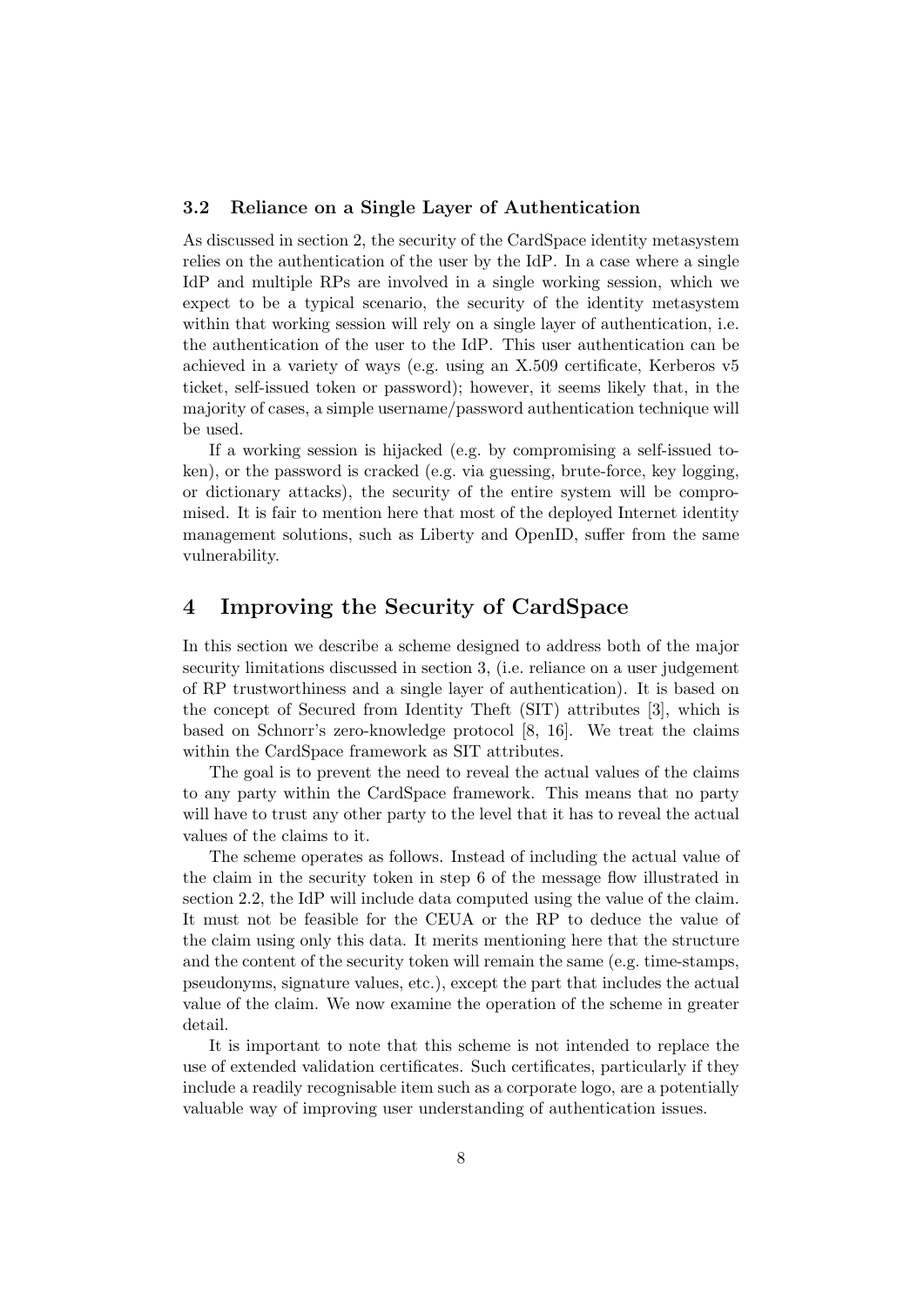### 3.2 Reliance on a Single Layer of Authentication

As discussed in section 2, the security of the CardSpace identity metasystem relies on the authentication of the user by the IdP. In a case where a single IdP and multiple RPs are involved in a single working session, which we expect to be a typical scenario, the security of the identity metasystem within that working session will rely on a single layer of authentication, i.e. the authentication of the user to the IdP. This user authentication can be achieved in a variety of ways (e.g. using an X.509 certificate, Kerberos v5 ticket, self-issued token or password); however, it seems likely that, in the majority of cases, a simple username/password authentication technique will be used.

If a working session is hijacked (e.g. by compromising a self-issued token), or the password is cracked (e.g. via guessing, brute-force, key logging, or dictionary attacks), the security of the entire system will be compromised. It is fair to mention here that most of the deployed Internet identity management solutions, such as Liberty and OpenID, suffer from the same vulnerability.

## 4 Improving the Security of CardSpace

In this section we describe a scheme designed to address both of the major security limitations discussed in section 3, (i.e. reliance on a user judgement of RP trustworthiness and a single layer of authentication). It is based on the concept of Secured from Identity Theft (SIT) attributes [3], which is based on Schnorr's zero-knowledge protocol [8, 16]. We treat the claims within the CardSpace framework as SIT attributes.

The goal is to prevent the need to reveal the actual values of the claims to any party within the CardSpace framework. This means that no party will have to trust any other party to the level that it has to reveal the actual values of the claims to it.

The scheme operates as follows. Instead of including the actual value of the claim in the security token in step 6 of the message flow illustrated in section 2.2, the IdP will include data computed using the value of the claim. It must not be feasible for the CEUA or the RP to deduce the value of the claim using only this data. It merits mentioning here that the structure and the content of the security token will remain the same (e.g. time-stamps, pseudonyms, signature values, etc.), except the part that includes the actual value of the claim. We now examine the operation of the scheme in greater detail.

It is important to note that this scheme is not intended to replace the use of extended validation certificates. Such certificates, particularly if they include a readily recognisable item such as a corporate logo, are a potentially valuable way of improving user understanding of authentication issues.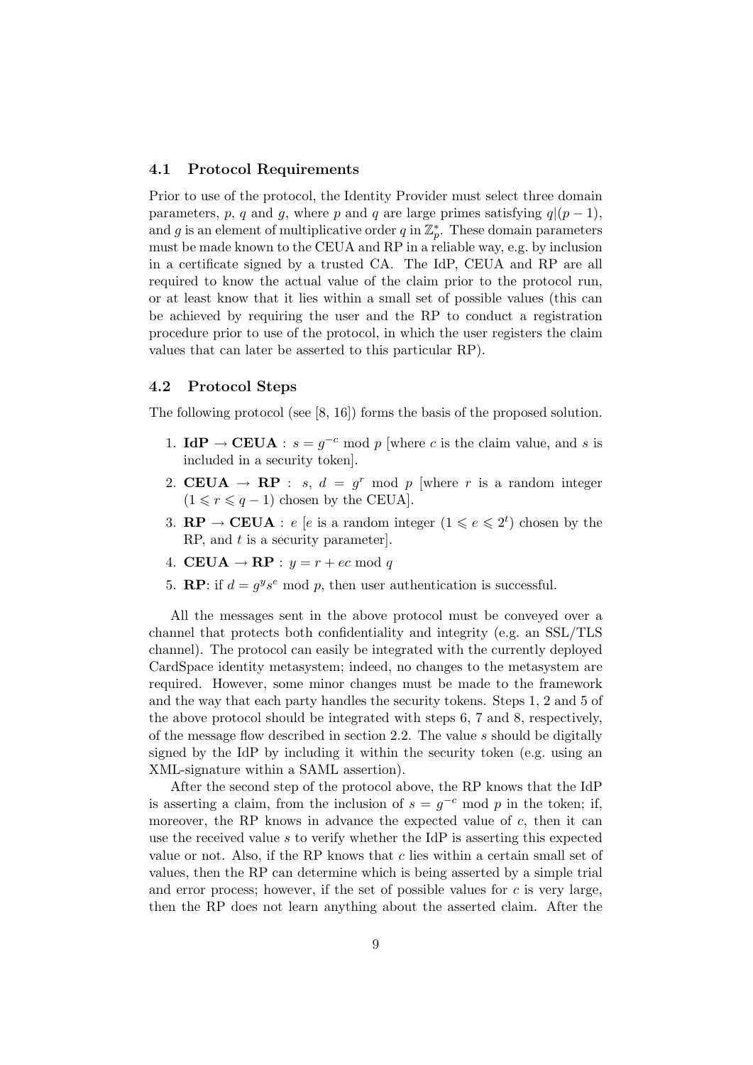### 4.1 Protocol Requirements

Prior to use of the protocol, the Identity Provider must select three domain parameters, $p$, $q$ and $g$, where $p$ and $q$ are large primes satisfying $q|(p-1)$, and $g$ is an element of multiplicative order $q$ in $\mathbb{Z}_p^*$. These domain parameters must be made known to the CEUA and RP in a reliable way, e.g. by inclusion in a certificate signed by a trusted CA. The IdP, CEUA and RP are all required to know the actual value of the claim prior to the protocol run, or at least know that it lies within a small set of possible values (this can be achieved by requiring the user and the RP to conduct a registration procedure prior to use of the protocol, in which the user registers the claim values that can later be asserted to this particular RP).

### 4.2 Protocol Steps

The following protocol (see [8, 16]) forms the basis of the proposed solution.

1. **IdP $\rightarrow$ CEUA** : $s = g^{-c} \bmod p$ [where $c$ is the claim value, and $s$ is included in a security token].
2. **CEUA $\rightarrow$ RP** : $s$, $d = g^r \bmod p$ [where $r$ is a random integer $(1 \leqslant r \leqslant q-1)$ chosen by the CEUA].
3. **RP $\rightarrow$ CEUA** : $e$ [$e$ is a random integer $(1 \leqslant e \leqslant 2^t)$ chosen by the RP, and $t$ is a security parameter].
4. **CEUA $\rightarrow$ RP** : $y = r + ec \bmod q$
5. **RP**: if $d = g^y s^e \bmod p$, then user authentication is successful.

All the messages sent in the above protocol must be conveyed over a channel that protects both confidentiality and integrity (e.g. an SSL/TLS channel). The protocol can easily be integrated with the currently deployed CardSpace identity metasystem; indeed, no changes to the metasystem are required. However, some minor changes must be made to the framework and the way that each party handles the security tokens. Steps 1, 2 and 5 of the above protocol should be integrated with steps 6, 7 and 8, respectively, of the message flow described in section 2.2. The value $s$ should be digitally signed by the IdP by including it within the security token (e.g. using an XML-signature within a SAML assertion).

After the second step of the protocol above, the RP knows that the IdP is asserting a claim, from the inclusion of $s = g^{-c} \bmod p$ in the token; if, moreover, the RP knows in advance the expected value of $c$, then it can use the received value $s$ to verify whether the IdP is asserting this expected value or not. Also, if the RP knows that $c$ lies within a certain small set of values, then the RP can determine which is being asserted by a simple trial and error process; however, if the set of possible values for $c$ is very large, then the RP does not learn anything about the asserted claim. After the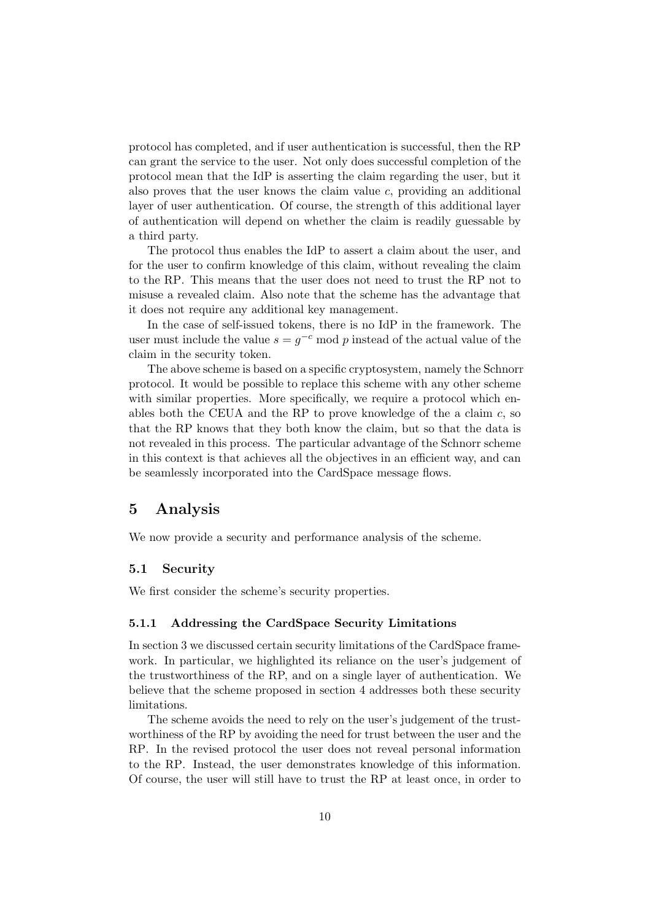protocol has completed, and if user authentication is successful, then the RP can grant the service to the user. Not only does successful completion of the protocol mean that the IdP is asserting the claim regarding the user, but it also proves that the user knows the claim value $c$, providing an additional layer of user authentication. Of course, the strength of this additional layer of authentication will depend on whether the claim is readily guessable by a third party.

The protocol thus enables the IdP to assert a claim about the user, and for the user to confirm knowledge of this claim, without revealing the claim to the RP. This means that the user does not need to trust the RP not to misuse a revealed claim. Also note that the scheme has the advantage that it does not require any additional key management.

In the case of self-issued tokens, there is no IdP in the framework. The user must include the value $s = g^{-c} \bmod p$ instead of the actual value of the claim in the security token.

The above scheme is based on a specific cryptosystem, namely the Schnorr protocol. It would be possible to replace this scheme with any other scheme with similar properties. More specifically, we require a protocol which enables both the CEUA and the RP to prove knowledge of the a claim $c$, so that the RP knows that they both know the claim, but so that the data is not revealed in this process. The particular advantage of the Schnorr scheme in this context is that achieves all the objectives in an efficient way, and can be seamlessly incorporated into the CardSpace message flows.

# 5 Analysis

We now provide a security and performance analysis of the scheme.

## 5.1 Security

We first consider the scheme's security properties.

### 5.1.1 Addressing the CardSpace Security Limitations

In section 3 we discussed certain security limitations of the CardSpace framework. In particular, we highlighted its reliance on the user's judgement of the trustworthiness of the RP, and on a single layer of authentication. We believe that the scheme proposed in section 4 addresses both these security limitations.

The scheme avoids the need to rely on the user's judgement of the trustworthiness of the RP by avoiding the need for trust between the user and the RP. In the revised protocol the user does not reveal personal information to the RP. Instead, the user demonstrates knowledge of this information. Of course, the user will still have to trust the RP at least once, in order to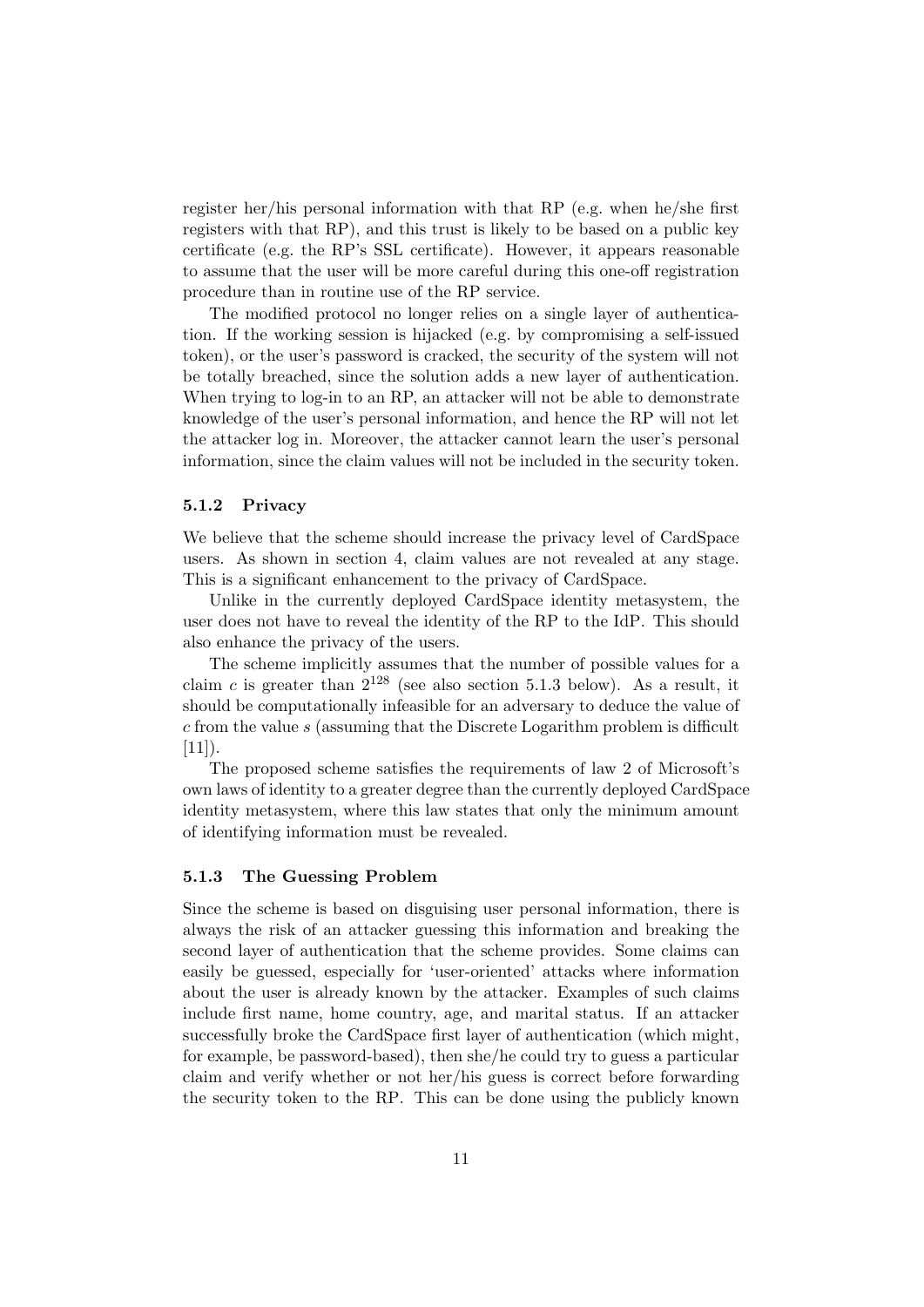register her/his personal information with that RP (e.g. when he/she first registers with that RP), and this trust is likely to be based on a public key certificate (e.g. the RP's SSL certificate). However, it appears reasonable to assume that the user will be more careful during this one-off registration procedure than in routine use of the RP service.

The modified protocol no longer relies on a single layer of authentication. If the working session is hijacked (e.g. by compromising a self-issued token), or the user's password is cracked, the security of the system will not be totally breached, since the solution adds a new layer of authentication. When trying to log-in to an RP, an attacker will not be able to demonstrate knowledge of the user's personal information, and hence the RP will not let the attacker log in. Moreover, the attacker cannot learn the user's personal information, since the claim values will not be included in the security token.

#### 5.1.2 Privacy

We believe that the scheme should increase the privacy level of CardSpace users. As shown in section 4, claim values are not revealed at any stage. This is a significant enhancement to the privacy of CardSpace.

Unlike in the currently deployed CardSpace identity metasystem, the user does not have to reveal the identity of the RP to the IdP. This should also enhance the privacy of the users.

The scheme implicitly assumes that the number of possible values for a claim $c$ is greater than $2^{128}$ (see also section 5.1.3 below). As a result, it should be computationally infeasible for an adversary to deduce the value of $c$ from the value $s$ (assuming that the Discrete Logarithm problem is difficult [11]).

The proposed scheme satisfies the requirements of law 2 of Microsoft's own laws of identity to a greater degree than the currently deployed CardSpace identity metasystem, where this law states that only the minimum amount of identifying information must be revealed.

#### 5.1.3 The Guessing Problem

Since the scheme is based on disguising user personal information, there is always the risk of an attacker guessing this information and breaking the second layer of authentication that the scheme provides. Some claims can easily be guessed, especially for 'user-oriented' attacks where information about the user is already known by the attacker. Examples of such claims include first name, home country, age, and marital status. If an attacker successfully broke the CardSpace first layer of authentication (which might, for example, be password-based), then she/he could try to guess a particular claim and verify whether or not her/his guess is correct before forwarding the security token to the RP. This can be done using the publicly known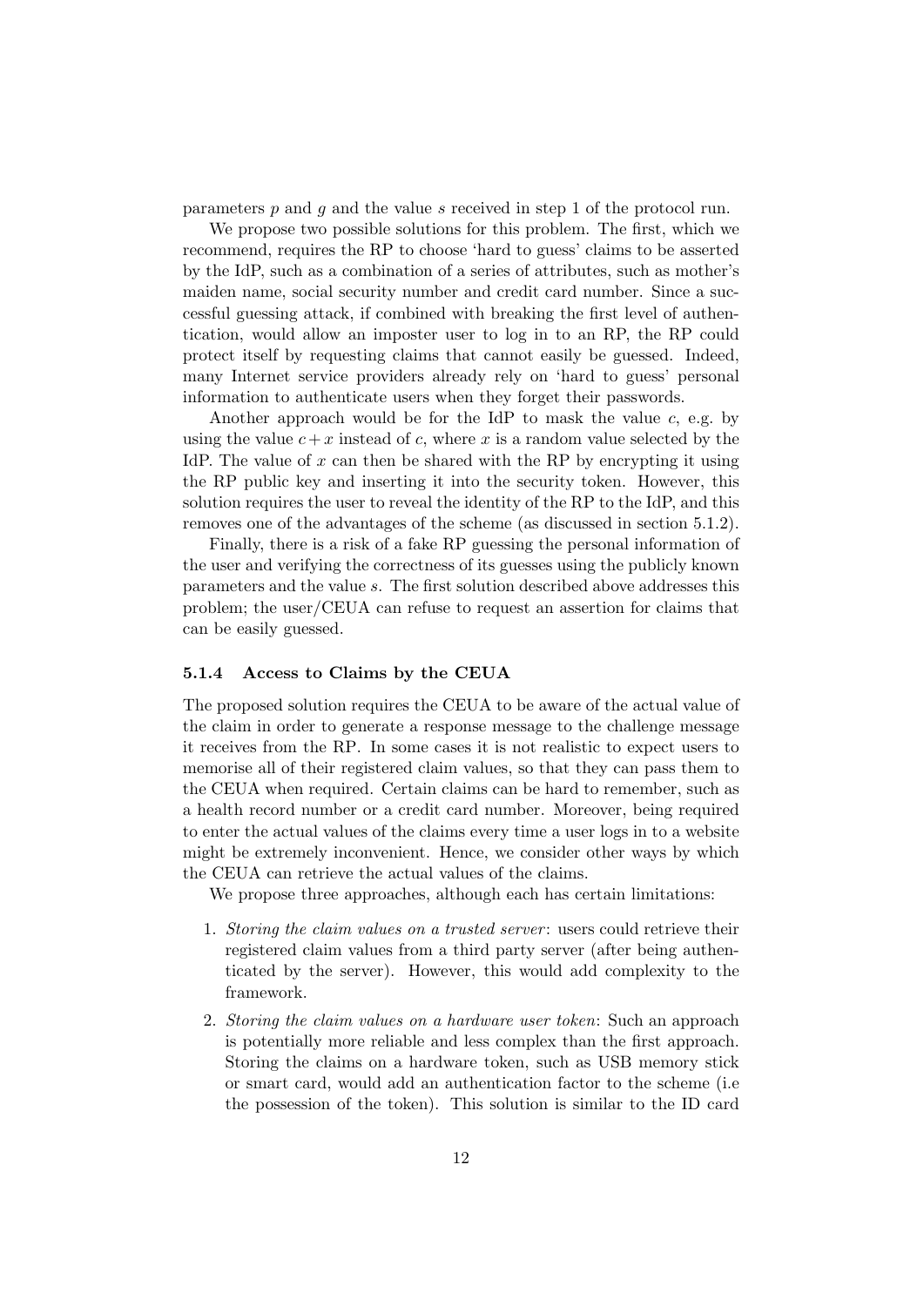parameters $p$ and $g$ and the value $s$ received in step 1 of the protocol run.

We propose two possible solutions for this problem. The first, which we recommend, requires the RP to choose 'hard to guess' claims to be asserted by the IdP, such as a combination of a series of attributes, such as mother's maiden name, social security number and credit card number. Since a successful guessing attack, if combined with breaking the first level of authentication, would allow an imposter user to log in to an RP, the RP could protect itself by requesting claims that cannot easily be guessed. Indeed, many Internet service providers already rely on 'hard to guess' personal information to authenticate users when they forget their passwords.

Another approach would be for the IdP to mask the value $c$, e.g. by using the value $c + x$ instead of $c$, where $x$ is a random value selected by the IdP. The value of $x$ can then be shared with the RP by encrypting it using the RP public key and inserting it into the security token. However, this solution requires the user to reveal the identity of the RP to the IdP, and this removes one of the advantages of the scheme (as discussed in section 5.1.2).

Finally, there is a risk of a fake RP guessing the personal information of the user and verifying the correctness of its guesses using the publicly known parameters and the value $s$. The first solution described above addresses this problem; the user/CEUA can refuse to request an assertion for claims that can be easily guessed.

### 5.1.4 Access to Claims by the CEUA

The proposed solution requires the CEUA to be aware of the actual value of the claim in order to generate a response message to the challenge message it receives from the RP. In some cases it is not realistic to expect users to memorise all of their registered claim values, so that they can pass them to the CEUA when required. Certain claims can be hard to remember, such as a health record number or a credit card number. Moreover, being required to enter the actual values of the claims every time a user logs in to a website might be extremely inconvenient. Hence, we consider other ways by which the CEUA can retrieve the actual values of the claims.

We propose three approaches, although each has certain limitations:

1. *Storing the claim values on a trusted server*: users could retrieve their registered claim values from a third party server (after being authenticated by the server). However, this would add complexity to the framework.
2. *Storing the claim values on a hardware user token*: Such an approach is potentially more reliable and less complex than the first approach. Storing the claims on a hardware token, such as USB memory stick or smart card, would add an authentication factor to the scheme (i.e the possession of the token). This solution is similar to the ID card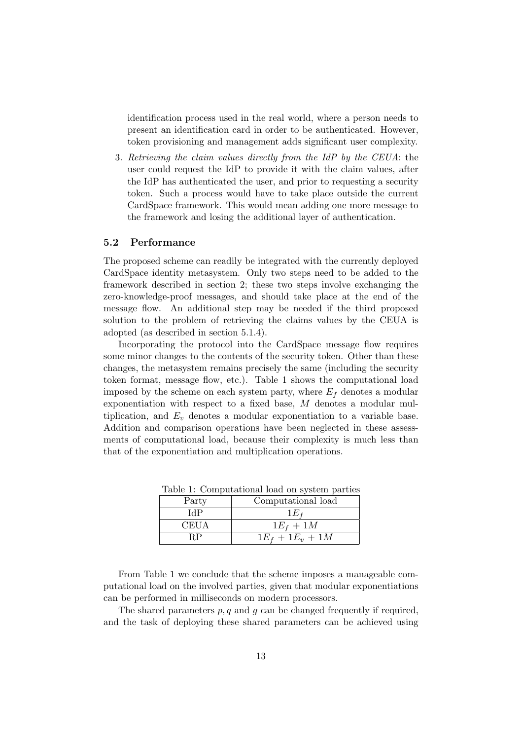identification process used in the real world, where a person needs to present an identification card in order to be authenticated. However, token provisioning and management adds significant user complexity.

3. *Retrieving the claim values directly from the IdP by the CEUA*: the user could request the IdP to provide it with the claim values, after the IdP has authenticated the user, and prior to requesting a security token. Such a process would have to take place outside the current CardSpace framework. This would mean adding one more message to the framework and losing the additional layer of authentication.

### 5.2 Performance

The proposed scheme can readily be integrated with the currently deployed CardSpace identity metasystem. Only two steps need to be added to the framework described in section 2; these two steps involve exchanging the zero-knowledge-proof messages, and should take place at the end of the message flow. An additional step may be needed if the third proposed solution to the problem of retrieving the claims values by the CEUA is adopted (as described in section 5.1.4).

Incorporating the protocol into the CardSpace message flow requires some minor changes to the contents of the security token. Other than these changes, the metasystem remains precisely the same (including the security token format, message flow, etc.). Table 1 shows the computational load imposed by the scheme on each system party, where $E_f$ denotes a modular exponentiation with respect to a fixed base, $M$ denotes a modular multiplication, and $E_v$ denotes a modular exponentiation to a variable base. Addition and comparison operations have been neglected in these assessments of computational load, because their complexity is much less than that of the exponentiation and multiplication operations.

Table 1: Computational load on system parties

| Party | Computational load |
|---|---|
| IdP | $1E_f$ |
| CEUA | $1E_f + 1M$ |
| RP | $1E_f + 1E_v + 1M$ |

From Table 1 we conclude that the scheme imposes a manageable computational load on the involved parties, given that modular exponentiations can be performed in milliseconds on modern processors.

The shared parameters $p, q$ and $g$ can be changed frequently if required, and the task of deploying these shared parameters can be achieved using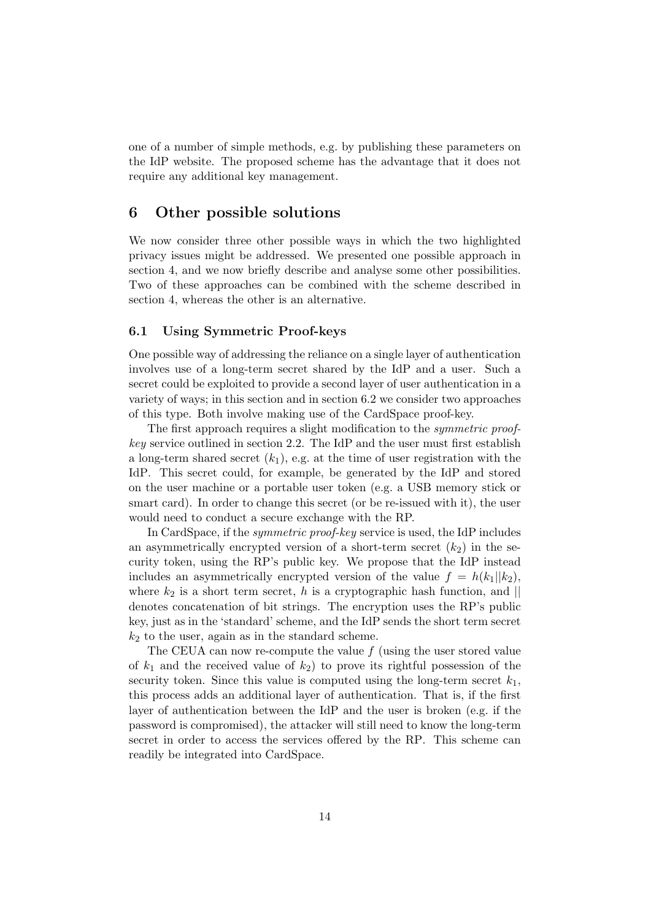one of a number of simple methods, e.g. by publishing these parameters on the IdP website. The proposed scheme has the advantage that it does not require any additional key management.

## 6 Other possible solutions

We now consider three other possible ways in which the two highlighted privacy issues might be addressed. We presented one possible approach in section 4, and we now briefly describe and analyse some other possibilities. Two of these approaches can be combined with the scheme described in section 4, whereas the other is an alternative.

### 6.1 Using Symmetric Proof-keys

One possible way of addressing the reliance on a single layer of authentication involves use of a long-term secret shared by the IdP and a user. Such a secret could be exploited to provide a second layer of user authentication in a variety of ways; in this section and in section 6.2 we consider two approaches of this type. Both involve making use of the CardSpace proof-key.

The first approach requires a slight modification to the *symmetric proof-key* service outlined in section 2.2. The IdP and the user must first establish a long-term shared secret ($k_1$), e.g. at the time of user registration with the IdP. This secret could, for example, be generated by the IdP and stored on the user machine or a portable user token (e.g. a USB memory stick or smart card). In order to change this secret (or be re-issued with it), the user would need to conduct a secure exchange with the RP.

In CardSpace, if the *symmetric proof-key* service is used, the IdP includes an asymmetrically encrypted version of a short-term secret ($k_2$) in the security token, using the RP's public key. We propose that the IdP instead includes an asymmetrically encrypted version of the value $f = h(k_1||k_2)$, where $k_2$ is a short term secret, $h$ is a cryptographic hash function, and $||$ denotes concatenation of bit strings. The encryption uses the RP's public key, just as in the 'standard' scheme, and the IdP sends the short term secret $k_2$ to the user, again as in the standard scheme.

The CEUA can now re-compute the value $f$ (using the user stored value of $k_1$ and the received value of $k_2$) to prove its rightful possession of the security token. Since this value is computed using the long-term secret $k_1$, this process adds an additional layer of authentication. That is, if the first layer of authentication between the IdP and the user is broken (e.g. if the password is compromised), the attacker will still need to know the long-term secret in order to access the services offered by the RP. This scheme can readily be integrated into CardSpace.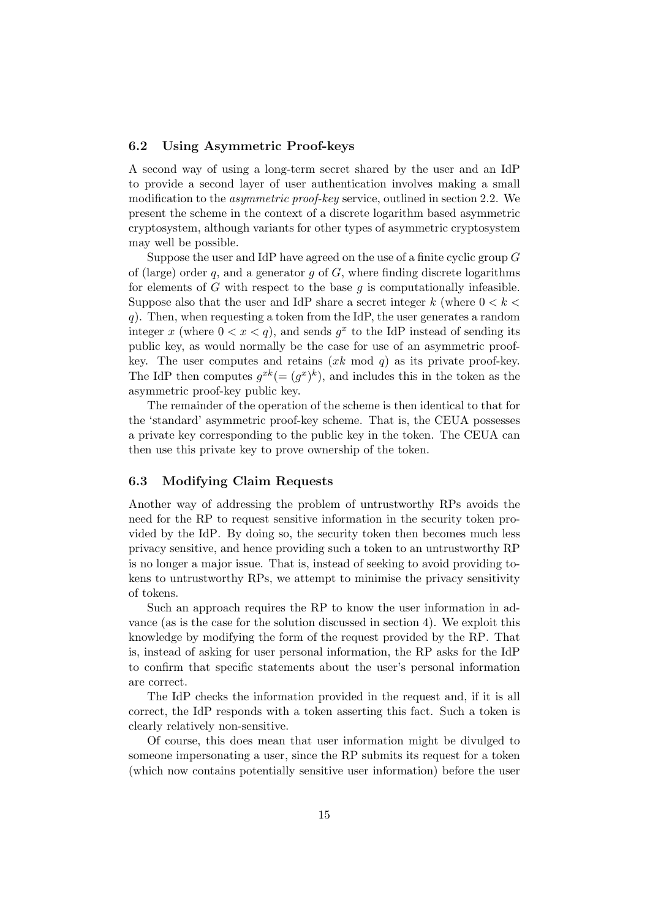### 6.2 Using Asymmetric Proof-keys

A second way of using a long-term secret shared by the user and an IdP to provide a second layer of user authentication involves making a small modification to the *asymmetric proof-key* service, outlined in section 2.2. We present the scheme in the context of a discrete logarithm based asymmetric cryptosystem, although variants for other types of asymmetric cryptosystem may well be possible.

Suppose the user and IdP have agreed on the use of a finite cyclic group $G$ of (large) order $q$, and a generator $g$ of $G$, where finding discrete logarithms for elements of $G$ with respect to the base $g$ is computationally infeasible. Suppose also that the user and IdP share a secret integer $k$ (where $0 < k < q$). Then, when requesting a token from the IdP, the user generates a random integer $x$ (where $0 < x < q$), and sends $g^x$ to the IdP instead of sending its public key, as would normally be the case for use of an asymmetric proof-key. The user computes and retains ($xk \bmod q$) as its private proof-key. The IdP then computes $g^{xk}(= (g^x)^k)$, and includes this in the token as the asymmetric proof-key public key.

The remainder of the operation of the scheme is then identical to that for the 'standard' asymmetric proof-key scheme. That is, the CEUA possesses a private key corresponding to the public key in the token. The CEUA can then use this private key to prove ownership of the token.

### 6.3 Modifying Claim Requests

Another way of addressing the problem of untrustworthy RPs avoids the need for the RP to request sensitive information in the security token provided by the IdP. By doing so, the security token then becomes much less privacy sensitive, and hence providing such a token to an untrustworthy RP is no longer a major issue. That is, instead of seeking to avoid providing tokens to untrustworthy RPs, we attempt to minimise the privacy sensitivity of tokens.

Such an approach requires the RP to know the user information in advance (as is the case for the solution discussed in section 4). We exploit this knowledge by modifying the form of the request provided by the RP. That is, instead of asking for user personal information, the RP asks for the IdP to confirm that specific statements about the user's personal information are correct.

The IdP checks the information provided in the request and, if it is all correct, the IdP responds with a token asserting this fact. Such a token is clearly relatively non-sensitive.

Of course, this does mean that user information might be divulged to someone impersonating a user, since the RP submits its request for a token (which now contains potentially sensitive user information) before the user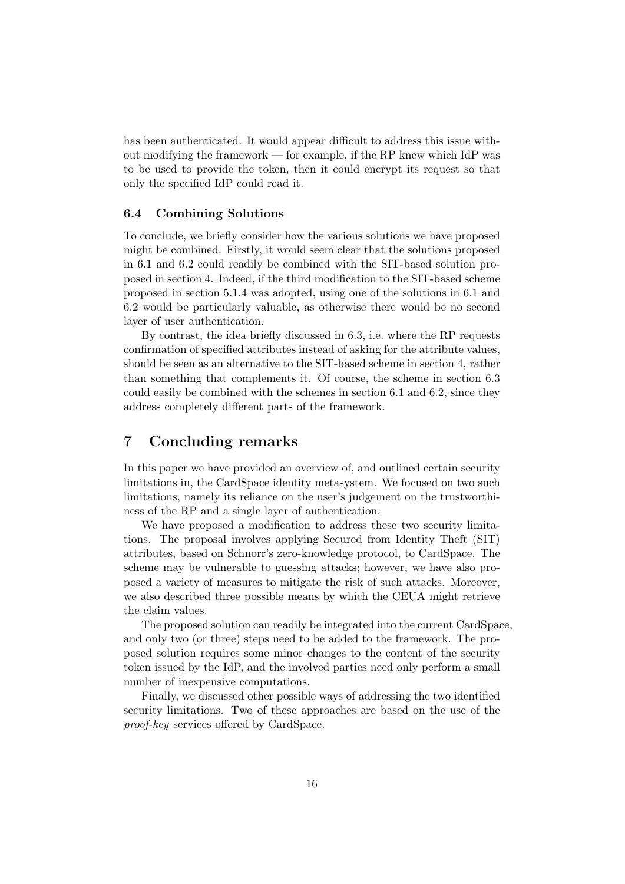has been authenticated. It would appear difficult to address this issue without modifying the framework — for example, if the RP knew which IdP was to be used to provide the token, then it could encrypt its request so that only the specified IdP could read it.

### 6.4 Combining Solutions

To conclude, we briefly consider how the various solutions we have proposed might be combined. Firstly, it would seem clear that the solutions proposed in 6.1 and 6.2 could readily be combined with the SIT-based solution proposed in section 4. Indeed, if the third modification to the SIT-based scheme proposed in section 5.1.4 was adopted, using one of the solutions in 6.1 and 6.2 would be particularly valuable, as otherwise there would be no second layer of user authentication.

By contrast, the idea briefly discussed in 6.3, i.e. where the RP requests confirmation of specified attributes instead of asking for the attribute values, should be seen as an alternative to the SIT-based scheme in section 4, rather than something that complements it. Of course, the scheme in section 6.3 could easily be combined with the schemes in section 6.1 and 6.2, since they address completely different parts of the framework.

## 7 Concluding remarks

In this paper we have provided an overview of, and outlined certain security limitations in, the CardSpace identity metasystem. We focused on two such limitations, namely its reliance on the user's judgement on the trustworthiness of the RP and a single layer of authentication.

We have proposed a modification to address these two security limitations. The proposal involves applying Secured from Identity Theft (SIT) attributes, based on Schnorr's zero-knowledge protocol, to CardSpace. The scheme may be vulnerable to guessing attacks; however, we have also proposed a variety of measures to mitigate the risk of such attacks. Moreover, we also described three possible means by which the CEUA might retrieve the claim values.

The proposed solution can readily be integrated into the current CardSpace, and only two (or three) steps need to be added to the framework. The proposed solution requires some minor changes to the content of the security token issued by the IdP, and the involved parties need only perform a small number of inexpensive computations.

Finally, we discussed other possible ways of addressing the two identified security limitations. Two of these approaches are based on the use of the *proof-key* services offered by CardSpace.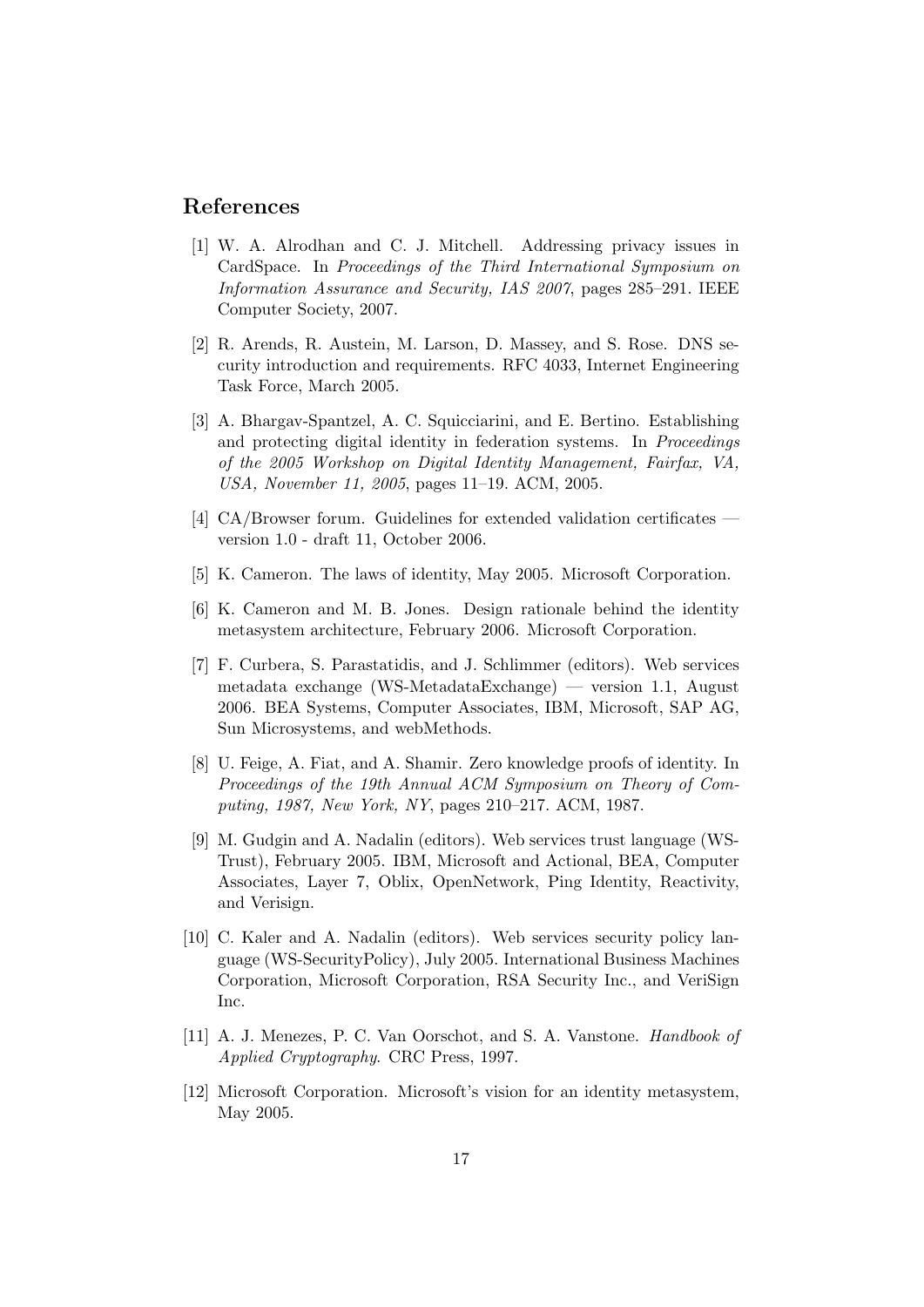## References

[1] W. A. Alrodhan and C. J. Mitchell. Addressing privacy issues in CardSpace. In *Proceedings of the Third International Symposium on Information Assurance and Security, IAS 2007*, pages 285–291. IEEE Computer Society, 2007.

[2] R. Arends, R. Austein, M. Larson, D. Massey, and S. Rose. DNS security introduction and requirements. RFC 4033, Internet Engineering Task Force, March 2005.

[3] A. Bhargav-Spantzel, A. C. Squicciarini, and E. Bertino. Establishing and protecting digital identity in federation systems. In *Proceedings of the 2005 Workshop on Digital Identity Management, Fairfax, VA, USA, November 11, 2005*, pages 11–19. ACM, 2005.

[4] CA/Browser forum. Guidelines for extended validation certificates — version 1.0 - draft 11, October 2006.

[5] K. Cameron. The laws of identity, May 2005. Microsoft Corporation.

[6] K. Cameron and M. B. Jones. Design rationale behind the identity metasystem architecture, February 2006. Microsoft Corporation.

[7] F. Curbera, S. Parastatidis, and J. Schlimmer (editors). Web services metadata exchange (WS-MetadataExchange) — version 1.1, August 2006. BEA Systems, Computer Associates, IBM, Microsoft, SAP AG, Sun Microsystems, and webMethods.

[8] U. Feige, A. Fiat, and A. Shamir. Zero knowledge proofs of identity. In *Proceedings of the 19th Annual ACM Symposium on Theory of Computing, 1987, New York, NY*, pages 210–217. ACM, 1987.

[9] M. Gudgin and A. Nadalin (editors). Web services trust language (WS-Trust), February 2005. IBM, Microsoft and Actional, BEA, Computer Associates, Layer 7, Oblix, OpenNetwork, Ping Identity, Reactivity, and Verisign.

[10] C. Kaler and A. Nadalin (editors). Web services security policy language (WS-SecurityPolicy), July 2005. International Business Machines Corporation, Microsoft Corporation, RSA Security Inc., and VeriSign Inc.

[11] A. J. Menezes, P. C. Van Oorschot, and S. A. Vanstone. *Handbook of Applied Cryptography*. CRC Press, 1997.

[12] Microsoft Corporation. Microsoft's vision for an identity metasystem, May 2005.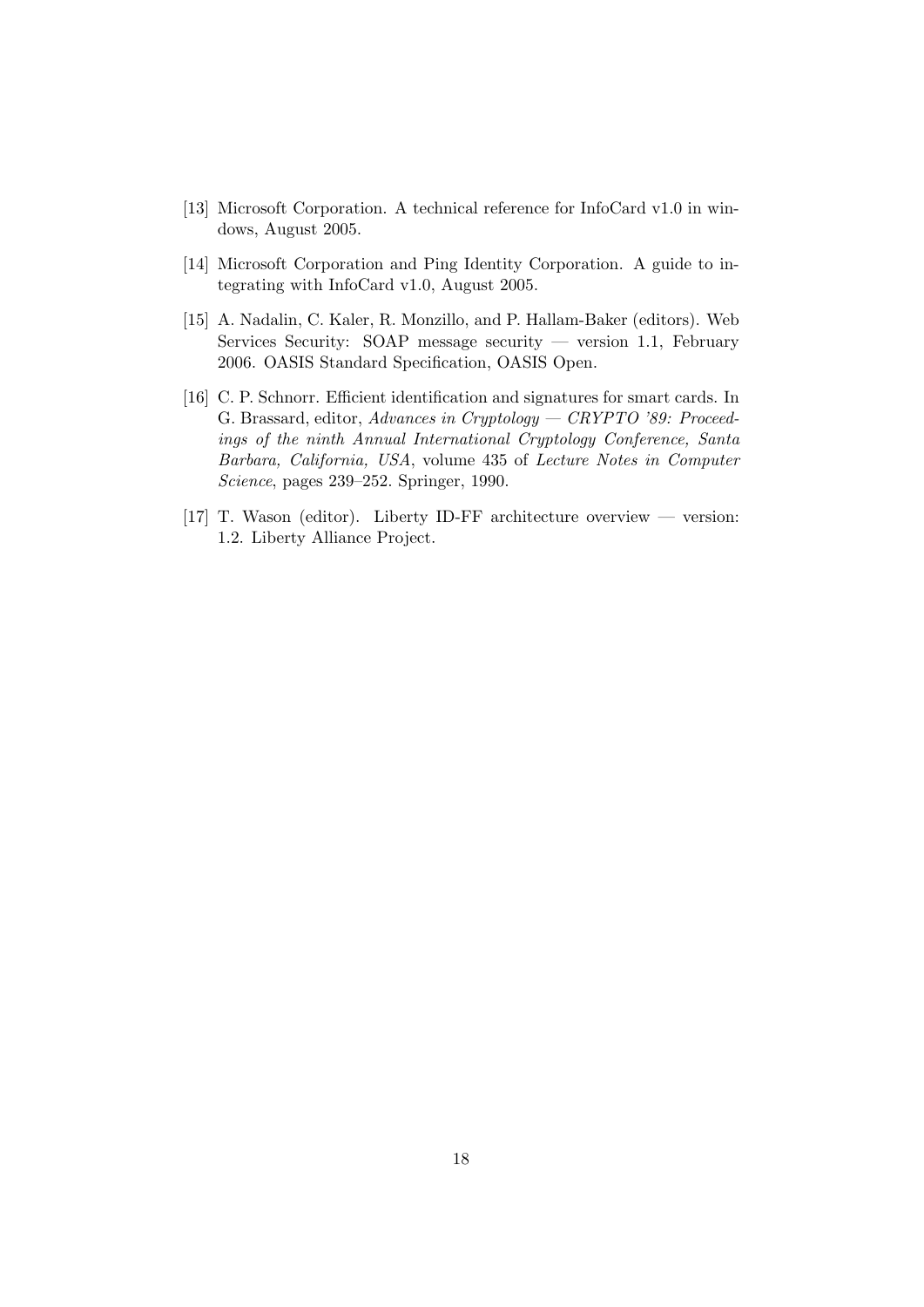[13] Microsoft Corporation. A technical reference for InfoCard v1.0 in windows, August 2005.

[14] Microsoft Corporation and Ping Identity Corporation. A guide to integrating with InfoCard v1.0, August 2005.

[15] A. Nadalin, C. Kaler, R. Monzillo, and P. Hallam-Baker (editors). Web Services Security: SOAP message security — version 1.1, February 2006. OASIS Standard Specification, OASIS Open.

[16] C. P. Schnorr. Efficient identification and signatures for smart cards. In G. Brassard, editor, *Advances in Cryptology — CRYPTO '89: Proceedings of the ninth Annual International Cryptology Conference, Santa Barbara, California, USA*, volume 435 of *Lecture Notes in Computer Science*, pages 239–252. Springer, 1990.

[17] T. Wason (editor). Liberty ID-FF architecture overview — version: 1.2. Liberty Alliance Project.